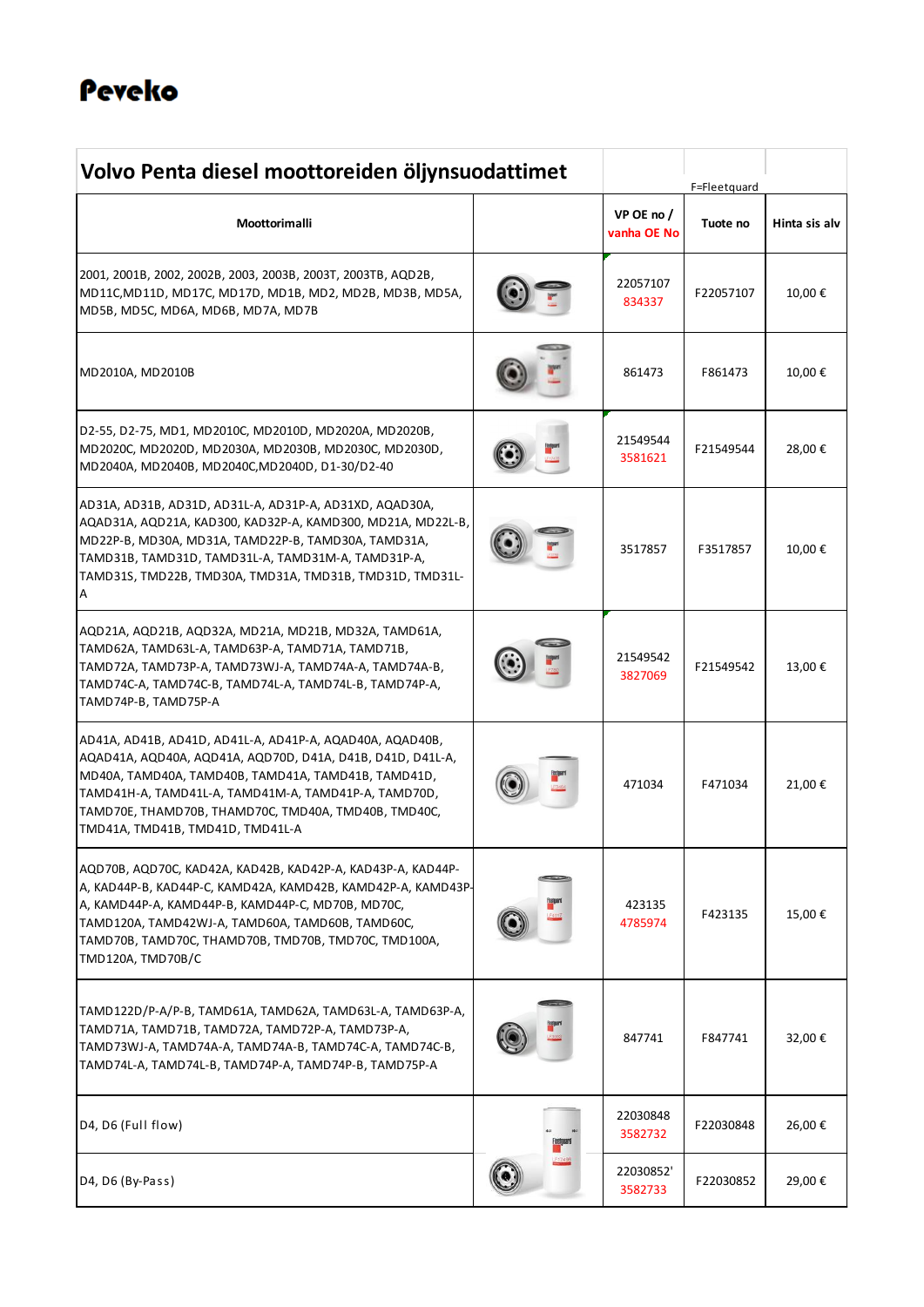**Peveko**

# Volvo Penta diesel moottoreiden öljynsuodattimet

F=Fleetguard

| Moottorimalli | | VP OE no / vanha OE No | Tuote no | Hinta sis alv |
|---|---|---|---|---|
| 2001, 2001B, 2002, 2002B, 2003, 2003B, 2003T, 2003TB, AQD2B, MD11C,MD11D, MD17C, MD17D, MD1B, MD2, MD2B, MD3B, MD5A, MD5B, MD5C, MD6A, MD6B, MD7A, MD7B | | 22057107 834337 | F22057107 | 10,00 € |
| MD2010A, MD2010B | | 861473 | F861473 | 10,00 € |
| D2-55, D2-75, MD1, MD2010C, MD2010D, MD2020A, MD2020B, MD2020C, MD2020D, MD2030A, MD2030B, MD2030C, MD2030D, MD2040A, MD2040B, MD2040C,MD2040D, D1-30/D2-40 | | 21549544 3581621 | F21549544 | 28,00 € |
| AD31A, AD31B, AD31D, AD31L-A, AD31P-A, AD31XD, AQAD30A, AQAD31A, AQD21A, KAD300, KAD32P-A, KAMD300, MD21A, MD22L-B, MD22P-B, MD30A, MD31A, TAMD22P-B, TAMD30A, TAMD31A, TAMD31B, TAMD31D, TAMD31L-A, TAMD31M-A, TAMD31P-A, TAMD31S, TMD22B, TMD30A, TMD31A, TMD31B, TMD31D, TMD31L-A | | 3517857 | F3517857 | 10,00 € |
| AQD21A, AQD21B, AQD32A, MD21A, MD21B, MD32A, TAMD61A, TAMD62A, TAMD63L-A, TAMD63P-A, TAMD71A, TAMD71B, TAMD72A, TAMD73P-A, TAMD73WJ-A, TAMD74A-A, TAMD74A-B, TAMD74C-A, TAMD74C-B, TAMD74L-A, TAMD74L-B, TAMD74P-A, TAMD74P-B, TAMD75P-A | | 21549542 3827069 | F21549542 | 13,00 € |
| AD41A, AD41B, AD41D, AD41L-A, AD41P-A, AQAD40A, AQAD40B, AQAD41A, AQD40A, AQD41A, AQD70D, D41A, D41B, D41D, D41L-A, MD40A, TAMD40A, TAMD40B, TAMD41A, TAMD41B, TAMD41D, TAMD41H-A, TAMD41L-A, TAMD41M-A, TAMD41P-A, TAMD70D, TAMD70E, THAMD70B, THAMD70C, TMD40A, TMD40B, TMD40C, TMD41A, TMD41B, TMD41D, TMD41L-A | | 471034 | F471034 | 21,00 € |
| AQD70B, AQD70C, KAD42A, KAD42B, KAD42P-A, KAD43P-A, KAD44P-A, KAD44P-B, KAD44P-C, KAMD42A, KAMD42B, KAMD42P-A, KAMD43P-A, KAMD44P-A, KAMD44P-B, KAMD44P-C, MD70B, MD70C, TAMD120A, TAMD42WJ-A, TAMD60A, TAMD60B, TAMD60C, TAMD70B, TAMD70C, THAMD70B, TMD70B, TMD70C, TMD100A, TMD120A, TMD70B/C | | 423135 4785974 | F423135 | 15,00 € |
| TAMD122D/P-A/P-B, TAMD61A, TAMD62A, TAMD63L-A, TAMD63P-A, TAMD71A, TAMD71B, TAMD72A, TAMD72P-A, TAMD73P-A, TAMD73WJ-A, TAMD74A-A, TAMD74A-B, TAMD74C-A, TAMD74C-B, TAMD74L-A, TAMD74L-B, TAMD74P-A, TAMD74P-B, TAMD75P-A | | 847741 | F847741 | 32,00 € |
| D4, D6 (Full flow) | | 22030848 3582732 | F22030848 | 26,00 € |
| D4, D6 (By-Pass) | | 22030852' 3582733 | F22030852 | 29,00 € |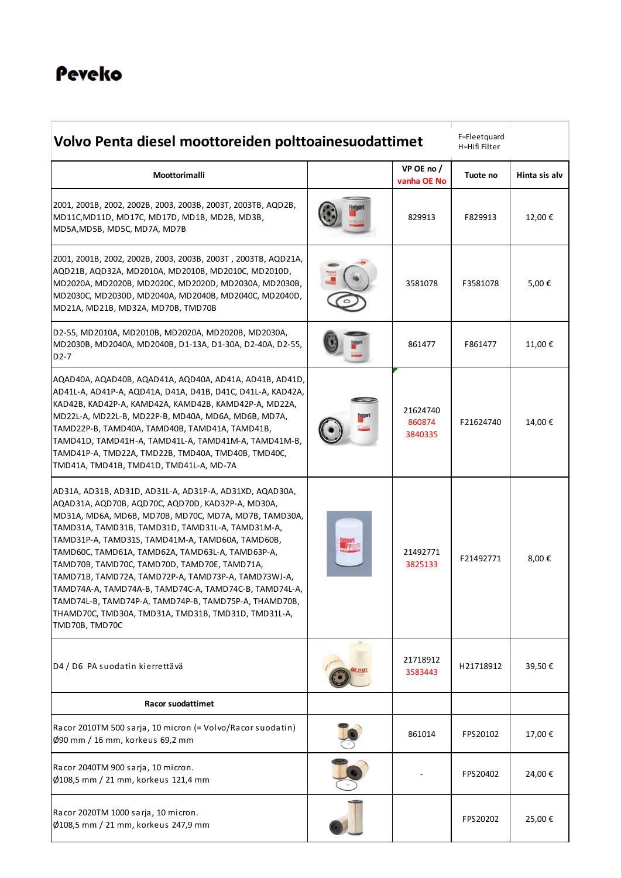**Peveko**

| Volvo Penta diesel moottoreiden polttoainesuodattimet | | F=Fleetquard H=Hifi Filter | | |
|---|---|---|---|---|
| **Moottorimalli** | | **VP OE no / vanha OE No** | **Tuote no** | **Hinta sis alv** |
| 2001, 2001B, 2002, 2002B, 2003, 2003B, 2003T, 2003TB, AQD2B, MD11C,MD11D, MD17C, MD17D, MD1B, MD2B, MD3B, MD5A,MD5B, MD5C, MD7A, MD7B | | 829913 | F829913 | 12,00 € |
| 2001, 2001B, 2002, 2002B, 2003, 2003B, 2003T , 2003TB, AQD21A, AQD21B, AQD32A, MD2010A, MD2010B, MD2010C, MD2010D, MD2020A, MD2020B, MD2020C, MD2020D, MD2030A, MD2030B, MD2030C, MD2030D, MD2040A, MD2040B, MD2040C, MD2040D, MD21A, MD21B, MD32A, MD70B, TMD70B | | 3581078 | F3581078 | 5,00 € |
| D2-55, MD2010A, MD2010B, MD2020A, MD2020B, MD2030A, MD2030B, MD2040A, MD2040B, D1-13A, D1-30A, D2-40A, D2-55, D2-7 | | 861477 | F861477 | 11,00 € |
| AQAD40A, AQAD40B, AQAD41A, AQD40A, AD41A, AD41B, AD41D, AD41L-A, AD41P-A, AQD41A, D41A, D41B, D41C, D41L-A, KAD42A, KAD42B, KAD42P-A, KAMD42A, KAMD42B, KAMD42P-A, MD22A, MD22L-A, MD22L-B, MD22P-B, MD40A, MD6A, MD6B, MD7A, TAMD22P-B, TAMD40A, TAMD40B, TAMD41A, TAMD41B, TAMD41D, TAMD41H-A, TAMD41L-A, TAMD41M-A, TAMD41M-B, TAMD41P-A, TMD22A, TMD22B, TMD40A, TMD40B, TMD40C, TMD41A, TMD41B, TMD41D, TMD41L-A, MD-7A | | 21624740 860874 3840335 | F21624740 | 14,00 € |
| AD31A, AD31B, AD31D, AD31L-A, AD31P-A, AD31XD, AQAD30A, AQAD31A, AQD70B, AQD70C, AQD70D, KAD32P-A, MD30A, MD31A, MD6A, MD6B, MD70B, MD70C, MD7A, MD7B, TAMD30A, TAMD31A, TAMD31B, TAMD31D, TAMD31L-A, TAMD31M-A, TAMD31P-A, TAMD31S, TAMD41M-A, TAMD60A, TAMD60B, TAMD60C, TAMD61A, TAMD62A, TAMD63L-A, TAMD63P-A, TAMD70B, TAMD70C, TAMD70D, TAMD70E, TAMD71A, TAMD71B, TAMD72A, TAMD72P-A, TAMD73P-A, TAMD73WJ-A, TAMD74A-A, TAMD74A-B, TAMD74C-A, TAMD74C-B, TAMD74L-A, TAMD74L-B, TAMD74P-A, TAMD74P-B, TAMD75P-A, THAMD70B, THAMD70C, TMD30A, TMD31A, TMD31B, TMD31D, TMD31L-A, TMD70B, TMD70C | | 21492771 3825133 | F21492771 | 8,00 € |
| D4 / D6 PA suodatin kierrettävä | | 21718912 3583443 | H21718912 | 39,50 € |
| **Racor suodattimet** | | | | |
| Racor 2010TM 500 sarja, 10 micron (= Volvo/Racor suodatin) Ø90 mm / 16 mm, korkeus 69,2 mm | | 861014 | FPS20102 | 17,00 € |
| Racor 2040TM 900 sarja, 10 micron. Ø108,5 mm / 21 mm, korkeus 121,4 mm | | - | FPS20402 | 24,00 € |
| Racor 2020TM 1000 sarja, 10 micron. Ø108,5 mm / 21 mm, korkeus 247,9 mm | | | FPS20202 | 25,00 € |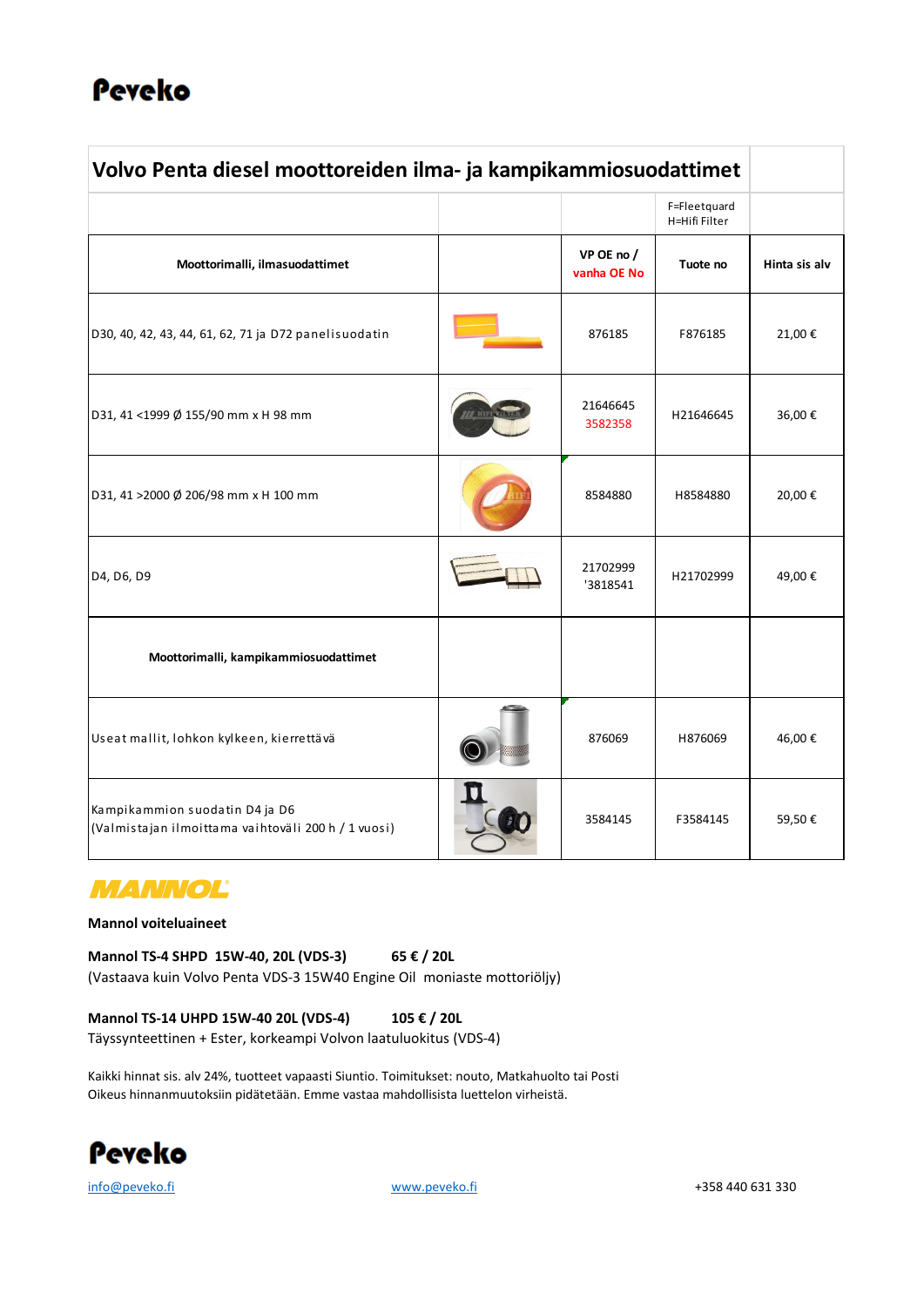# Peveko

| Volvo Penta diesel moottoreiden ilma- ja kampikammiosuodattimet | | | | |
|---|---|---|---|---|
| | | | F=Fleetquard<br>H=Hifi Filter | |
| **Moottorimalli, ilmasuodattimet** | | **VP OE no / vanha OE No** | **Tuote no** | **Hinta sis alv** |
| D30, 40, 42, 43, 44, 61, 62, 71 ja D72 panelisuodatin | | 876185 | F876185 | 21,00 € |
| D31, 41 <1999 Ø 155/90 mm x H 98 mm | | 21646645<br>3582358 | H21646645 | 36,00 € |
| D31, 41 >2000 Ø 206/98 mm x H 100 mm | | 8584880 | H8584880 | 20,00 € |
| D4, D6, D9 | | 21702999<br>'3818541 | H21702999 | 49,00 € |
| **Moottorimalli, kampikammiosuodattimet** | | | | |
| Useat mallit, lohkon kylkeen, kierrettävä | | 876069 | H876069 | 46,00 € |
| Kampikammion suodatin D4 ja D6<br>(Valmistajan ilmoittama vaihtoväli 200 h / 1 vuosi) | | 3584145 | F3584145 | 59,50 € |

MANNOL

**Mannol voiteluaineet**

**Mannol TS-4 SHPD 15W-40, 20L (VDS-3)** **65 € / 20L**
(Vastaava kuin Volvo Penta VDS-3 15W40 Engine Oil moniaste mottoriöljy)

**Mannol TS-14 UHPD 15W-40 20L (VDS-4)** **105 € / 20L**
Täyssynteettinen + Ester, korkeampi Volvon laatuluokitus (VDS-4)

Kaikki hinnat sis. alv 24%, tuotteet vapaasti Siuntio. Toimitukset: nouto, Matkahuolto tai Posti
Oikeus hinnanmuutoksiin pidätetään. Emme vastaa mahdollisista luettelon virheistä.

**Peveko**

info@peveko.fi www.peveko.fi +358 440 631 330